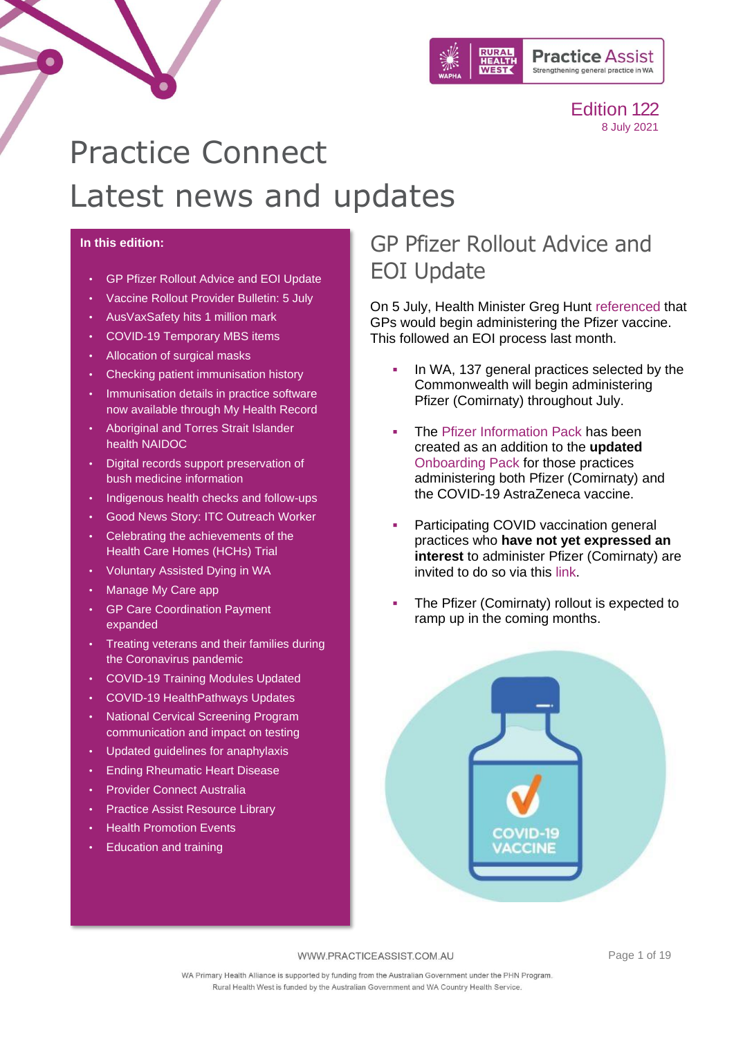Edition 122
8 July 2021

# Practice Connect
# Latest news and updates

**In this edition:**

- GP Pfizer Rollout Advice and EOI Update
- Vaccine Rollout Provider Bulletin: 5 July
- AusVaxSafety hits 1 million mark
- COVID-19 Temporary MBS items
- Allocation of surgical masks
- Checking patient immunisation history
- Immunisation details in practice software now available through My Health Record
- Aboriginal and Torres Strait Islander health NAIDOC
- Digital records support preservation of bush medicine information
- Indigenous health checks and follow-ups
- Good News Story: ITC Outreach Worker
- Celebrating the achievements of the Health Care Homes (HCHs) Trial
- Voluntary Assisted Dying in WA
- Manage My Care app
- GP Care Coordination Payment expanded
- Treating veterans and their families during the Coronavirus pandemic
- COVID-19 Training Modules Updated
- COVID-19 HealthPathways Updates
- National Cervical Screening Program communication and impact on testing
- Updated guidelines for anaphylaxis
- Ending Rheumatic Heart Disease
- Provider Connect Australia
- Practice Assist Resource Library
- Health Promotion Events
- Education and training

## GP Pfizer Rollout Advice and EOI Update

On 5 July, Health Minister Greg Hunt referenced that GPs would begin administering the Pfizer vaccine. This followed an EOI process last month.

- In WA, 137 general practices selected by the Commonwealth will begin administering Pfizer (Comirnaty) throughout July.
- The Pfizer Information Pack has been created as an addition to the **updated** Onboarding Pack for those practices administering both Pfizer (Comirnaty) and the COVID-19 AstraZeneca vaccine.
- Participating COVID vaccination general practices who **have not yet expressed an interest** to administer Pfizer (Comirnaty) are invited to do so via this link.
- The Pfizer (Comirnaty) rollout is expected to ramp up in the coming months.

WWW.PRACTICEASSIST.COM.AU

WA Primary Health Alliance is supported by funding from the Australian Government under the PHN Program.
Rural Health West is funded by the Australian Government and WA Country Health Service.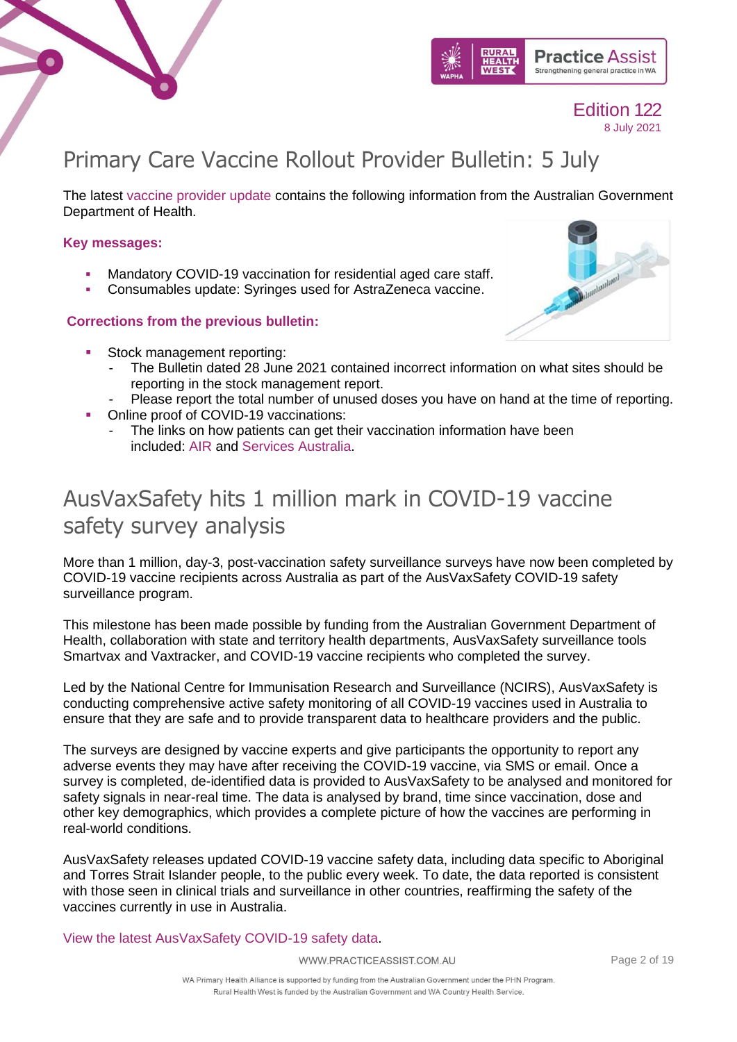# Primary Care Vaccine Rollout Provider Bulletin: 5 July

The latest vaccine provider update contains the following information from the Australian Government Department of Health.

**Key messages:**

- Mandatory COVID-19 vaccination for residential aged care staff.
- Consumables update: Syringes used for AstraZeneca vaccine.

**Corrections from the previous bulletin:**

- Stock management reporting:
  - The Bulletin dated 28 June 2021 contained incorrect information on what sites should be reporting in the stock management report.
  - Please report the total number of unused doses you have on hand at the time of reporting.
- Online proof of COVID-19 vaccinations:
  - The links on how patients can get their vaccination information have been included: AIR and Services Australia.

# AusVaxSafety hits 1 million mark in COVID-19 vaccine safety survey analysis

More than 1 million, day-3, post-vaccination safety surveillance surveys have now been completed by COVID-19 vaccine recipients across Australia as part of the AusVaxSafety COVID-19 safety surveillance program.

This milestone has been made possible by funding from the Australian Government Department of Health, collaboration with state and territory health departments, AusVaxSafety surveillance tools Smartvax and Vaxtracker, and COVID-19 vaccine recipients who completed the survey.

Led by the National Centre for Immunisation Research and Surveillance (NCIRS), AusVaxSafety is conducting comprehensive active safety monitoring of all COVID-19 vaccines used in Australia to ensure that they are safe and to provide transparent data to healthcare providers and the public.

The surveys are designed by vaccine experts and give participants the opportunity to report any adverse events they may have after receiving the COVID-19 vaccine, via SMS or email. Once a survey is completed, de-identified data is provided to AusVaxSafety to be analysed and monitored for safety signals in near-real time. The data is analysed by brand, time since vaccination, dose and other key demographics, which provides a complete picture of how the vaccines are performing in real-world conditions.

AusVaxSafety releases updated COVID-19 vaccine safety data, including data specific to Aboriginal and Torres Strait Islander people, to the public every week. To date, the data reported is consistent with those seen in clinical trials and surveillance in other countries, reaffirming the safety of the vaccines currently in use in Australia.

View the latest AusVaxSafety COVID-19 safety data.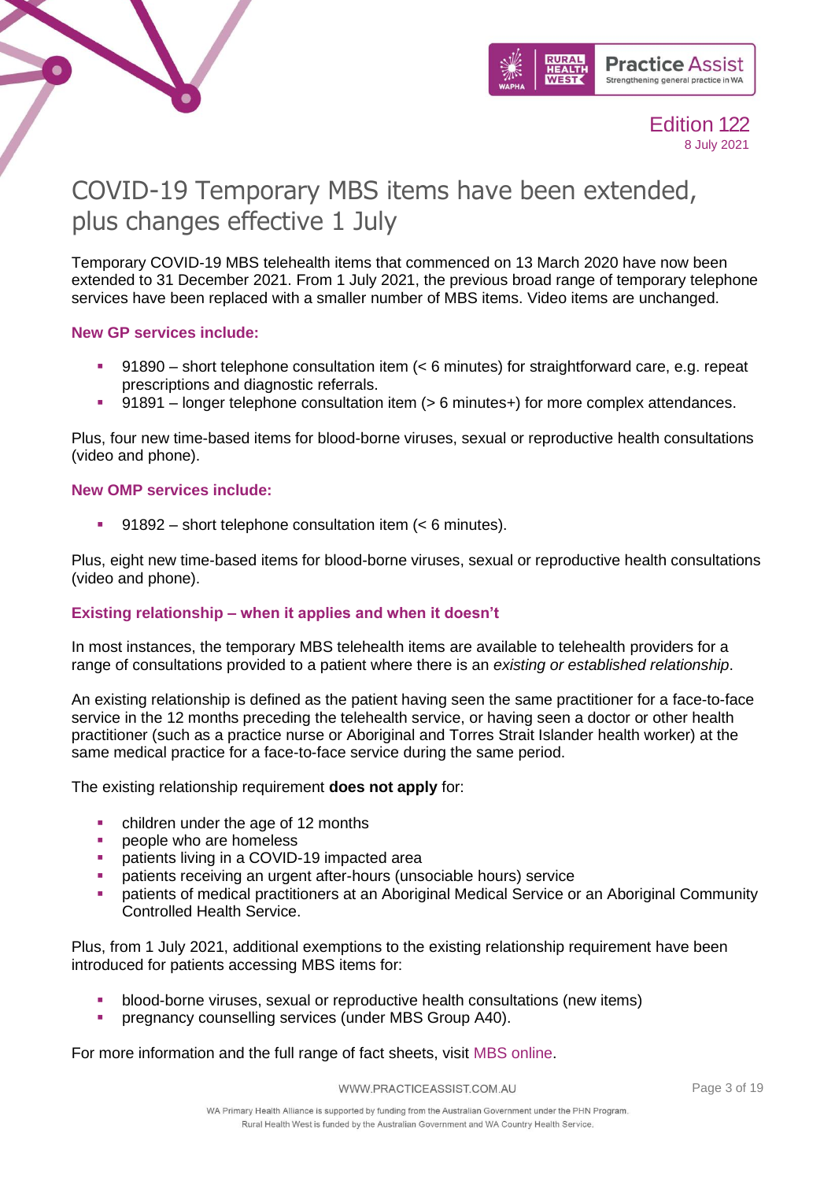# COVID-19 Temporary MBS items have been extended, plus changes effective 1 July

Temporary COVID-19 MBS telehealth items that commenced on 13 March 2020 have now been extended to 31 December 2021. From 1 July 2021, the previous broad range of temporary telephone services have been replaced with a smaller number of MBS items. Video items are unchanged.

### New GP services include:

- 91890 – short telephone consultation item (< 6 minutes) for straightforward care, e.g. repeat prescriptions and diagnostic referrals.
- 91891 – longer telephone consultation item (> 6 minutes+) for more complex attendances.

Plus, four new time-based items for blood-borne viruses, sexual or reproductive health consultations (video and phone).

### New OMP services include:

- 91892 – short telephone consultation item (< 6 minutes).

Plus, eight new time-based items for blood-borne viruses, sexual or reproductive health consultations (video and phone).

### Existing relationship – when it applies and when it doesn't

In most instances, the temporary MBS telehealth items are available to telehealth providers for a range of consultations provided to a patient where there is an *existing or established relationship*.

An existing relationship is defined as the patient having seen the same practitioner for a face-to-face service in the 12 months preceding the telehealth service, or having seen a doctor or other health practitioner (such as a practice nurse or Aboriginal and Torres Strait Islander health worker) at the same medical practice for a face-to-face service during the same period.

The existing relationship requirement **does not apply** for:

- children under the age of 12 months
- people who are homeless
- patients living in a COVID-19 impacted area
- patients receiving an urgent after-hours (unsociable hours) service
- patients of medical practitioners at an Aboriginal Medical Service or an Aboriginal Community Controlled Health Service.

Plus, from 1 July 2021, additional exemptions to the existing relationship requirement have been introduced for patients accessing MBS items for:

- blood-borne viruses, sexual or reproductive health consultations (new items)
- pregnancy counselling services (under MBS Group A40).

For more information and the full range of fact sheets, visit MBS online.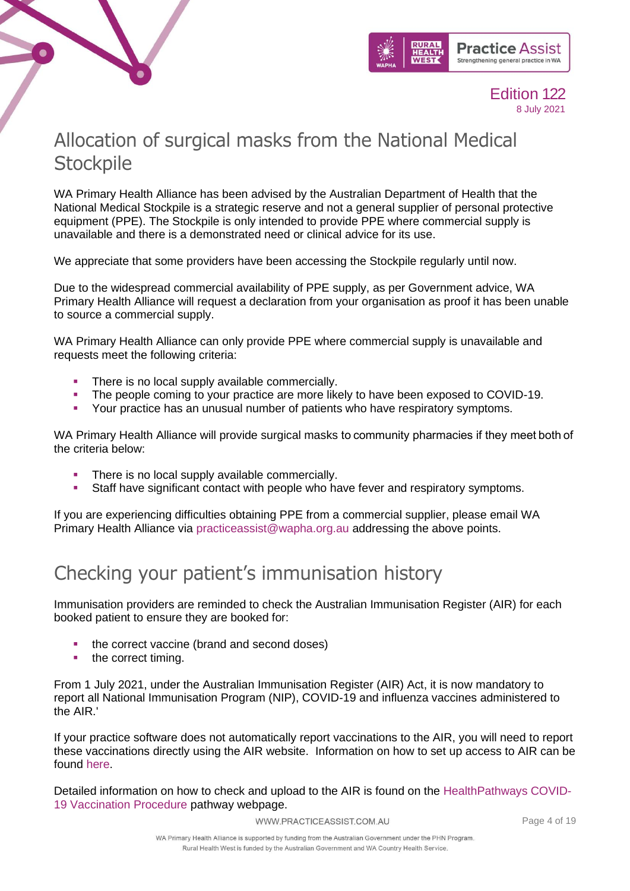# Allocation of surgical masks from the National Medical Stockpile

WA Primary Health Alliance has been advised by the Australian Department of Health that the National Medical Stockpile is a strategic reserve and not a general supplier of personal protective equipment (PPE). The Stockpile is only intended to provide PPE where commercial supply is unavailable and there is a demonstrated need or clinical advice for its use.

We appreciate that some providers have been accessing the Stockpile regularly until now.

Due to the widespread commercial availability of PPE supply, as per Government advice, WA Primary Health Alliance will request a declaration from your organisation as proof it has been unable to source a commercial supply.

WA Primary Health Alliance can only provide PPE where commercial supply is unavailable and requests meet the following criteria:

- There is no local supply available commercially.
- The people coming to your practice are more likely to have been exposed to COVID-19.
- Your practice has an unusual number of patients who have respiratory symptoms.

WA Primary Health Alliance will provide surgical masks to community pharmacies if they meet both of the criteria below:

- There is no local supply available commercially.
- Staff have significant contact with people who have fever and respiratory symptoms.

If you are experiencing difficulties obtaining PPE from a commercial supplier, please email WA Primary Health Alliance via practiceassist@wapha.org.au addressing the above points.

# Checking your patient's immunisation history

Immunisation providers are reminded to check the Australian Immunisation Register (AIR) for each booked patient to ensure they are booked for:

- the correct vaccine (brand and second doses)
- the correct timing.

From 1 July 2021, under the Australian Immunisation Register (AIR) Act, it is now mandatory to report all National Immunisation Program (NIP), COVID-19 and influenza vaccines administered to the AIR.'

If your practice software does not automatically report vaccinations to the AIR, you will need to report these vaccinations directly using the AIR website. Information on how to set up access to AIR can be found here.

Detailed information on how to check and upload to the AIR is found on the HealthPathways COVID-19 Vaccination Procedure pathway webpage.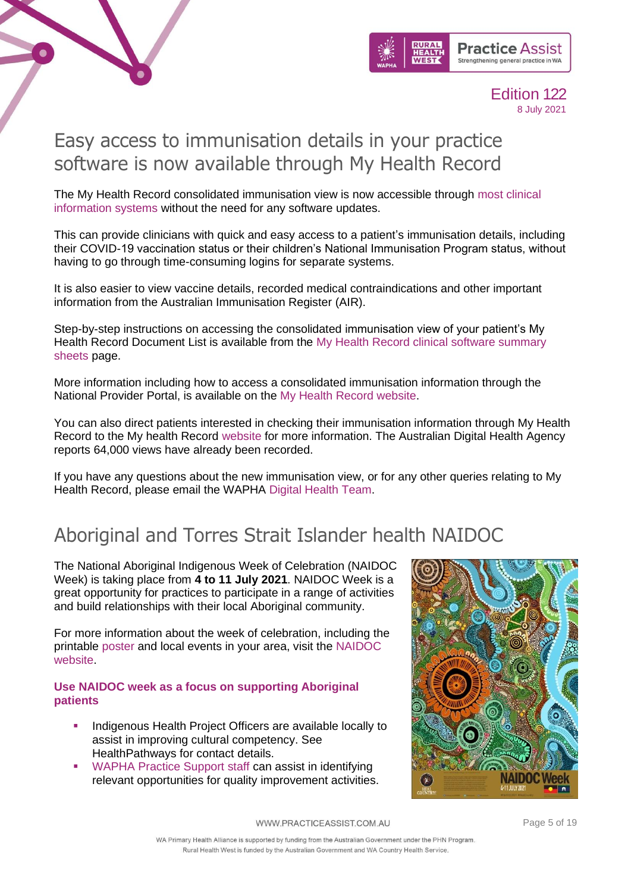# Easy access to immunisation details in your practice software is now available through My Health Record

The My Health Record consolidated immunisation view is now accessible through most clinical information systems without the need for any software updates.

This can provide clinicians with quick and easy access to a patient's immunisation details, including their COVID-19 vaccination status or their children's National Immunisation Program status, without having to go through time-consuming logins for separate systems.

It is also easier to view vaccine details, recorded medical contraindications and other important information from the Australian Immunisation Register (AIR).

Step-by-step instructions on accessing the consolidated immunisation view of your patient's My Health Record Document List is available from the My Health Record clinical software summary sheets page.

More information including how to access a consolidated immunisation information through the National Provider Portal, is available on the My Health Record website.

You can also direct patients interested in checking their immunisation information through My Health Record to the My health Record website for more information. The Australian Digital Health Agency reports 64,000 views have already been recorded.

If you have any questions about the new immunisation view, or for any other queries relating to My Health Record, please email the WAPHA Digital Health Team.

# Aboriginal and Torres Strait Islander health NAIDOC

The National Aboriginal Indigenous Week of Celebration (NAIDOC Week) is taking place from **4 to 11 July 2021**. NAIDOC Week is a great opportunity for practices to participate in a range of activities and build relationships with their local Aboriginal community.

For more information about the week of celebration, including the printable poster and local events in your area, visit the NAIDOC website.

### Use NAIDOC week as a focus on supporting Aboriginal patients

- Indigenous Health Project Officers are available locally to assist in improving cultural competency. See HealthPathways for contact details.
- WAPHA Practice Support staff can assist in identifying relevant opportunities for quality improvement activities.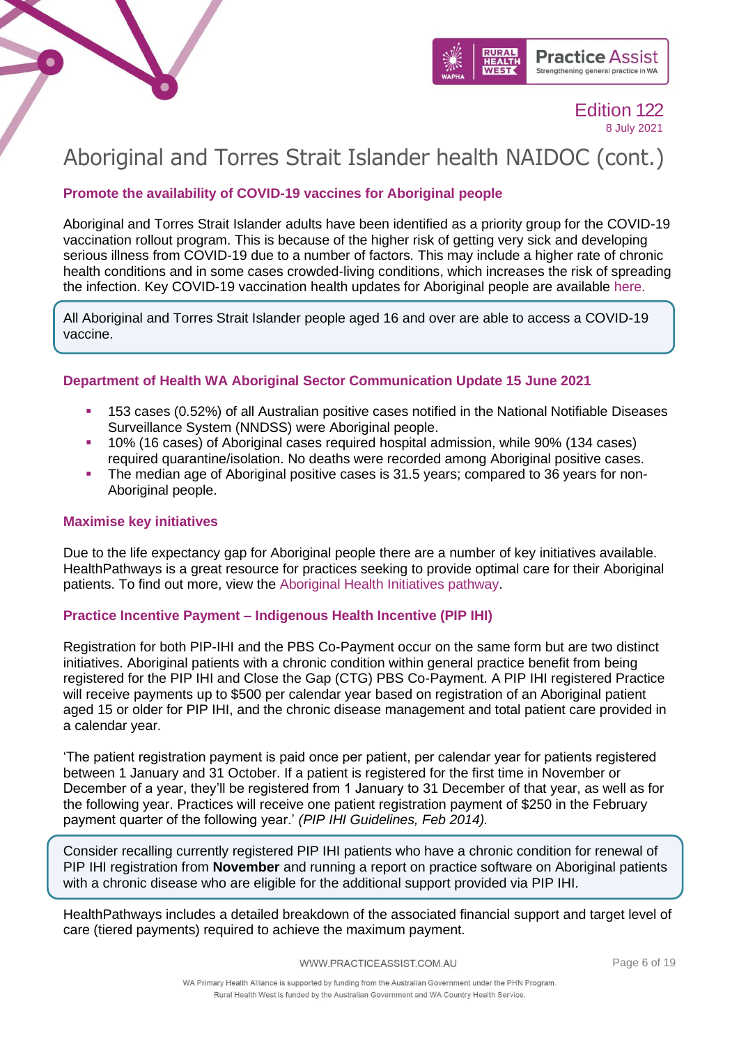# Aboriginal and Torres Strait Islander health NAIDOC (cont.)

### Promote the availability of COVID-19 vaccines for Aboriginal people

Aboriginal and Torres Strait Islander adults have been identified as a priority group for the COVID-19 vaccination rollout program. This is because of the higher risk of getting very sick and developing serious illness from COVID-19 due to a number of factors. This may include a higher rate of chronic health conditions and in some cases crowded-living conditions, which increases the risk of spreading the infection. Key COVID-19 vaccination health updates for Aboriginal people are available here.

All Aboriginal and Torres Strait Islander people aged 16 and over are able to access a COVID-19 vaccine.

### Department of Health WA Aboriginal Sector Communication Update 15 June 2021

- 153 cases (0.52%) of all Australian positive cases notified in the National Notifiable Diseases Surveillance System (NNDSS) were Aboriginal people.
- 10% (16 cases) of Aboriginal cases required hospital admission, while 90% (134 cases) required quarantine/isolation. No deaths were recorded among Aboriginal positive cases.
- The median age of Aboriginal positive cases is 31.5 years; compared to 36 years for non-Aboriginal people.

### Maximise key initiatives

Due to the life expectancy gap for Aboriginal people there are a number of key initiatives available. HealthPathways is a great resource for practices seeking to provide optimal care for their Aboriginal patients. To find out more, view the Aboriginal Health Initiatives pathway.

### Practice Incentive Payment – Indigenous Health Incentive (PIP IHI)

Registration for both PIP-IHI and the PBS Co-Payment occur on the same form but are two distinct initiatives. Aboriginal patients with a chronic condition within general practice benefit from being registered for the PIP IHI and Close the Gap (CTG) PBS Co-Payment. A PIP IHI registered Practice will receive payments up to $500 per calendar year based on registration of an Aboriginal patient aged 15 or older for PIP IHI, and the chronic disease management and total patient care provided in a calendar year.

'The patient registration payment is paid once per patient, per calendar year for patients registered between 1 January and 31 October. If a patient is registered for the first time in November or December of a year, they'll be registered from 1 January to 31 December of that year, as well as for the following year. Practices will receive one patient registration payment of $250 in the February payment quarter of the following year.' *(PIP IHI Guidelines, Feb 2014).*

Consider recalling currently registered PIP IHI patients who have a chronic condition for renewal of PIP IHI registration from **November** and running a report on practice software on Aboriginal patients with a chronic disease who are eligible for the additional support provided via PIP IHI.

HealthPathways includes a detailed breakdown of the associated financial support and target level of care (tiered payments) required to achieve the maximum payment.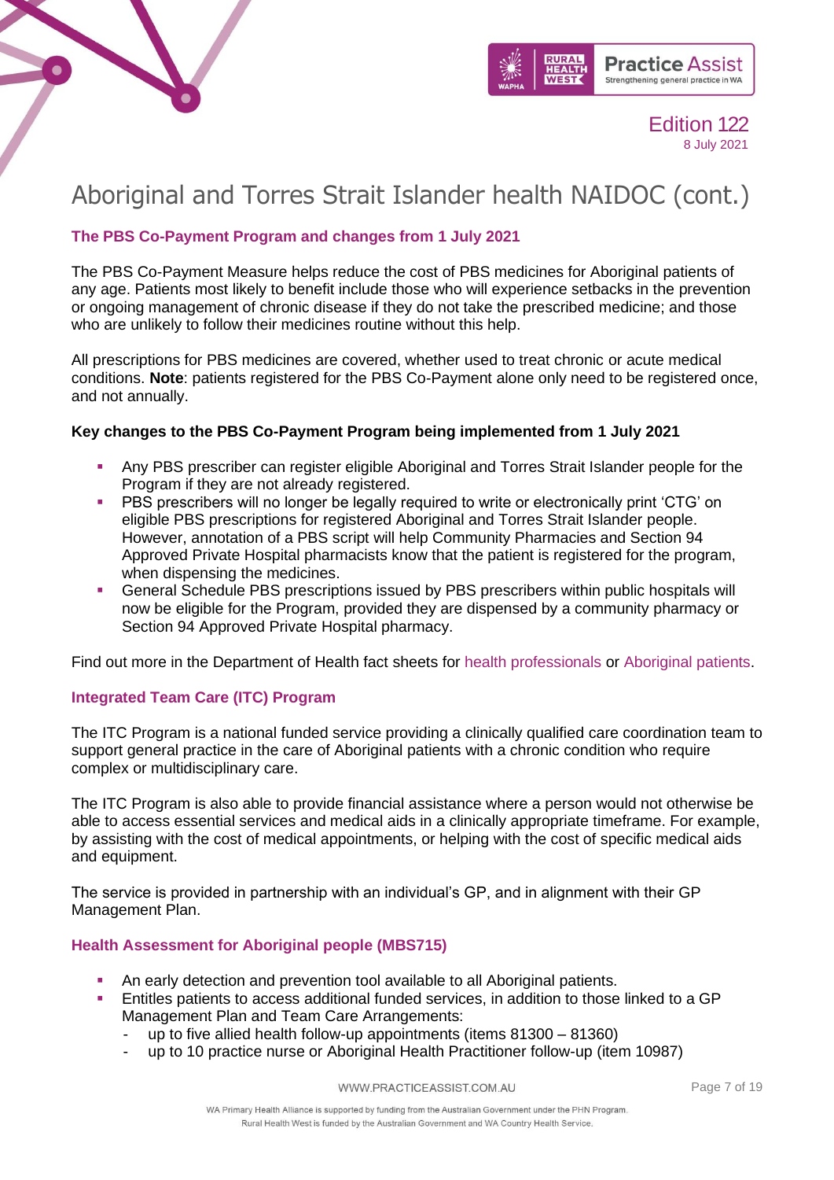# Aboriginal and Torres Strait Islander health NAIDOC (cont.)

### The PBS Co-Payment Program and changes from 1 July 2021

The PBS Co-Payment Measure helps reduce the cost of PBS medicines for Aboriginal patients of any age. Patients most likely to benefit include those who will experience setbacks in the prevention or ongoing management of chronic disease if they do not take the prescribed medicine; and those who are unlikely to follow their medicines routine without this help.

All prescriptions for PBS medicines are covered, whether used to treat chronic or acute medical conditions. **Note**: patients registered for the PBS Co-Payment alone only need to be registered once, and not annually.

**Key changes to the PBS Co-Payment Program being implemented from 1 July 2021**

- Any PBS prescriber can register eligible Aboriginal and Torres Strait Islander people for the Program if they are not already registered.
- PBS prescribers will no longer be legally required to write or electronically print 'CTG' on eligible PBS prescriptions for registered Aboriginal and Torres Strait Islander people. However, annotation of a PBS script will help Community Pharmacies and Section 94 Approved Private Hospital pharmacists know that the patient is registered for the program, when dispensing the medicines.
- General Schedule PBS prescriptions issued by PBS prescribers within public hospitals will now be eligible for the Program, provided they are dispensed by a community pharmacy or Section 94 Approved Private Hospital pharmacy.

Find out more in the Department of Health fact sheets for health professionals or Aboriginal patients.

### Integrated Team Care (ITC) Program

The ITC Program is a national funded service providing a clinically qualified care coordination team to support general practice in the care of Aboriginal patients with a chronic condition who require complex or multidisciplinary care.

The ITC Program is also able to provide financial assistance where a person would not otherwise be able to access essential services and medical aids in a clinically appropriate timeframe. For example, by assisting with the cost of medical appointments, or helping with the cost of specific medical aids and equipment.

The service is provided in partnership with an individual's GP, and in alignment with their GP Management Plan.

### Health Assessment for Aboriginal people (MBS715)

- An early detection and prevention tool available to all Aboriginal patients.
- Entitles patients to access additional funded services, in addition to those linked to a GP Management Plan and Team Care Arrangements:
  - up to five allied health follow-up appointments (items 81300 – 81360)
  - up to 10 practice nurse or Aboriginal Health Practitioner follow-up (item 10987)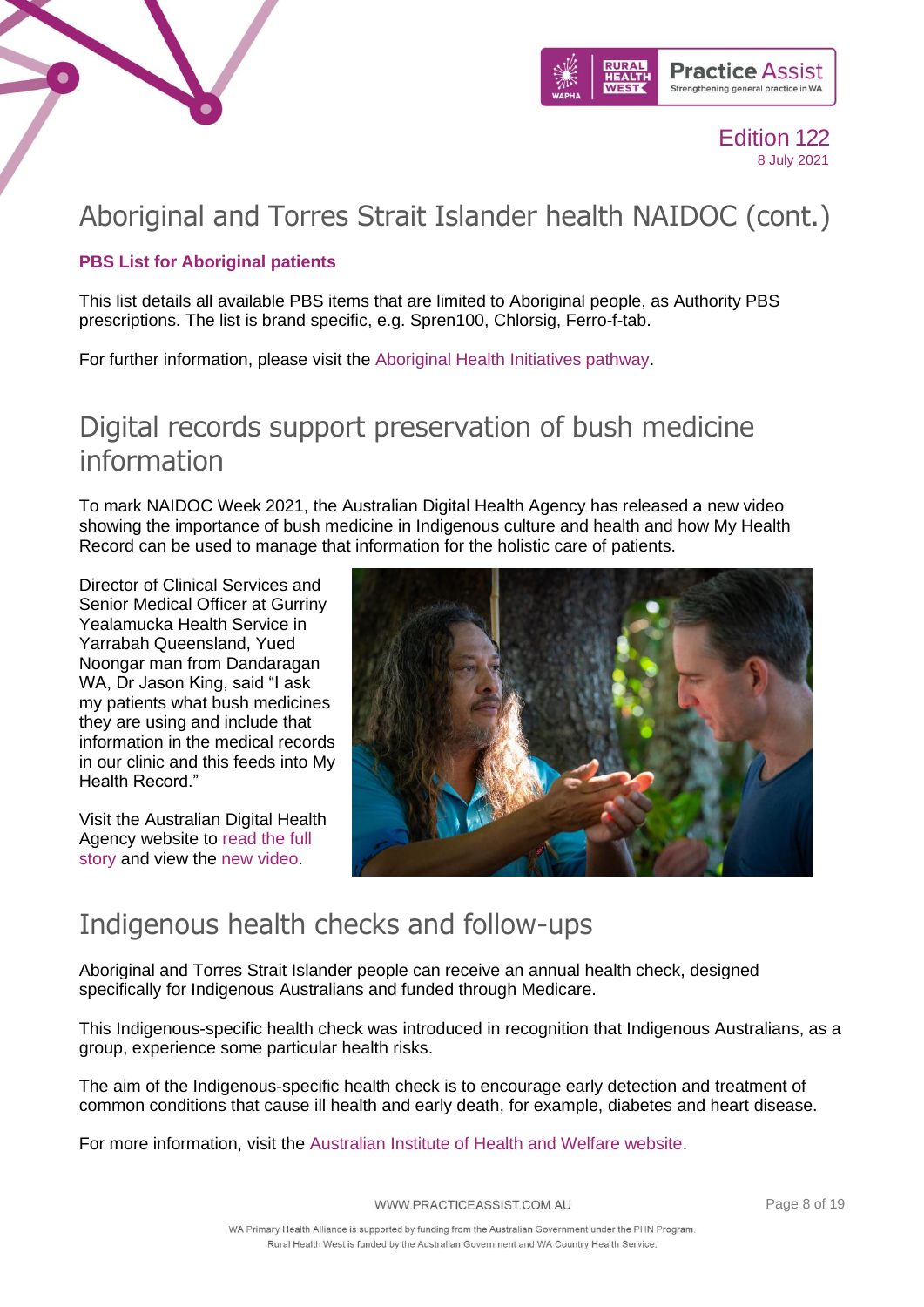# Aboriginal and Torres Strait Islander health NAIDOC (cont.)

### PBS List for Aboriginal patients

This list details all available PBS items that are limited to Aboriginal people, as Authority PBS prescriptions. The list is brand specific, e.g. Spren100, Chlorsig, Ferro-f-tab.

For further information, please visit the Aboriginal Health Initiatives pathway.

# Digital records support preservation of bush medicine information

To mark NAIDOC Week 2021, the Australian Digital Health Agency has released a new video showing the importance of bush medicine in Indigenous culture and health and how My Health Record can be used to manage that information for the holistic care of patients.

Director of Clinical Services and Senior Medical Officer at Gurriny Yealamucka Health Service in Yarrabah Queensland, Yued Noongar man from Dandaragan WA, Dr Jason King, said "I ask my patients what bush medicines they are using and include that information in the medical records in our clinic and this feeds into My Health Record."

Visit the Australian Digital Health Agency website to read the full story and view the new video.

# Indigenous health checks and follow-ups

Aboriginal and Torres Strait Islander people can receive an annual health check, designed specifically for Indigenous Australians and funded through Medicare.

This Indigenous-specific health check was introduced in recognition that Indigenous Australians, as a group, experience some particular health risks.

The aim of the Indigenous-specific health check is to encourage early detection and treatment of common conditions that cause ill health and early death, for example, diabetes and heart disease.

For more information, visit the Australian Institute of Health and Welfare website.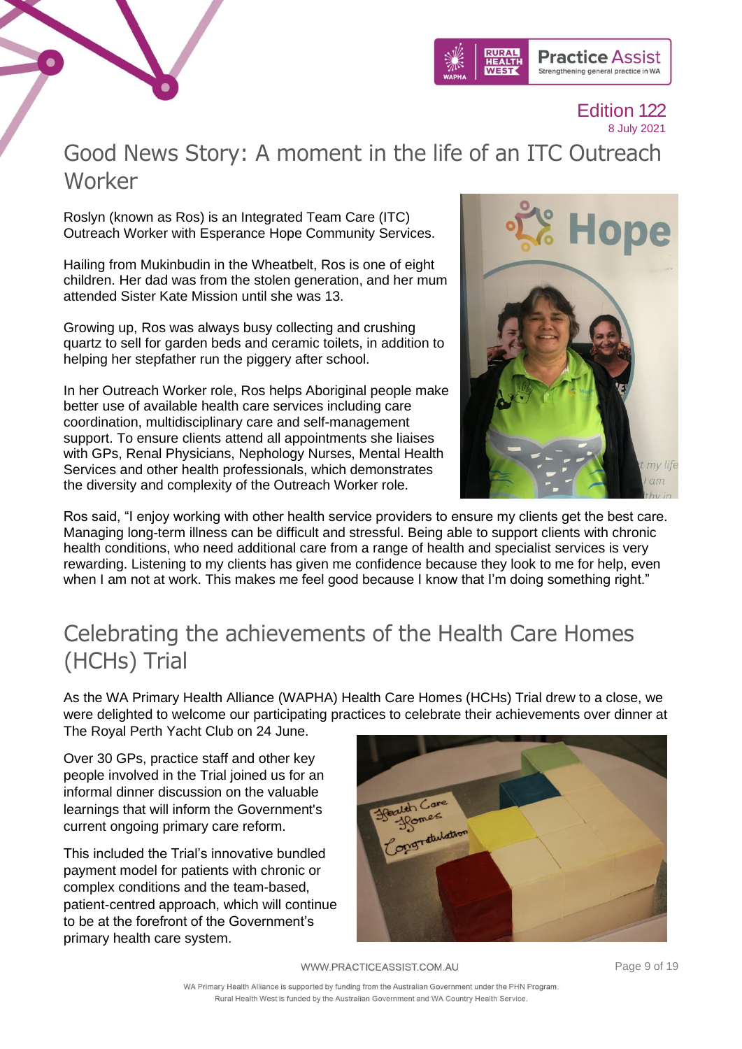# Good News Story: A moment in the life of an ITC Outreach Worker

Roslyn (known as Ros) is an Integrated Team Care (ITC) Outreach Worker with Esperance Hope Community Services.

Hailing from Mukinbudin in the Wheatbelt, Ros is one of eight children. Her dad was from the stolen generation, and her mum attended Sister Kate Mission until she was 13.

Growing up, Ros was always busy collecting and crushing quartz to sell for garden beds and ceramic toilets, in addition to helping her stepfather run the piggery after school.

In her Outreach Worker role, Ros helps Aboriginal people make better use of available health care services including care coordination, multidisciplinary care and self-management support. To ensure clients attend all appointments she liaises with GPs, Renal Physicians, Nephology Nurses, Mental Health Services and other health professionals, which demonstrates the diversity and complexity of the Outreach Worker role.

Ros said, "I enjoy working with other health service providers to ensure my clients get the best care. Managing long-term illness can be difficult and stressful. Being able to support clients with chronic health conditions, who need additional care from a range of health and specialist services is very rewarding. Listening to my clients has given me confidence because they look to me for help, even when I am not at work. This makes me feel good because I know that I'm doing something right."

# Celebrating the achievements of the Health Care Homes (HCHs) Trial

As the WA Primary Health Alliance (WAPHA) Health Care Homes (HCHs) Trial drew to a close, we were delighted to welcome our participating practices to celebrate their achievements over dinner at The Royal Perth Yacht Club on 24 June.

Over 30 GPs, practice staff and other key people involved in the Trial joined us for an informal dinner discussion on the valuable learnings that will inform the Government's current ongoing primary care reform.

This included the Trial's innovative bundled payment model for patients with chronic or complex conditions and the team-based, patient-centred approach, which will continue to be at the forefront of the Government's primary health care system.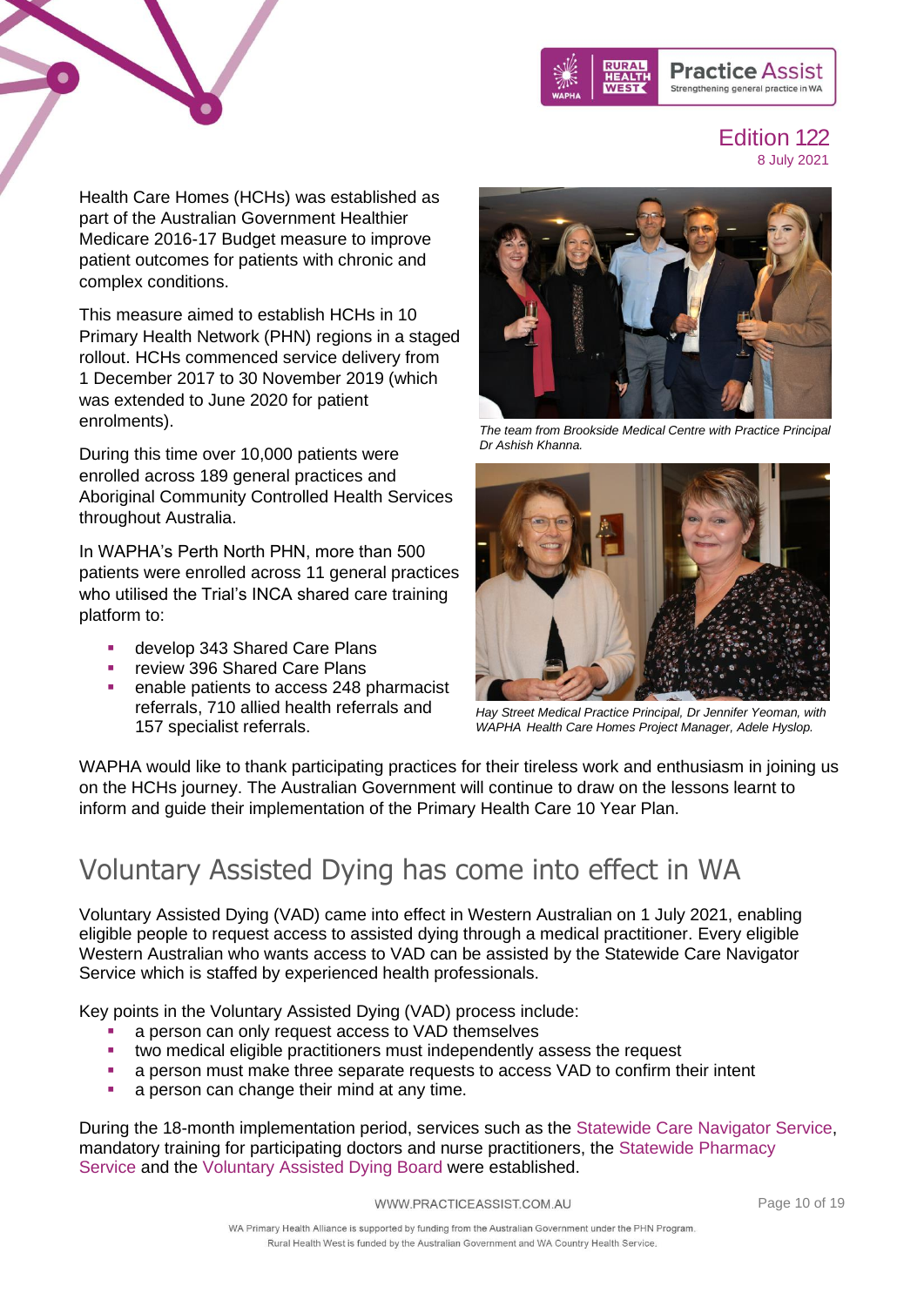Health Care Homes (HCHs) was established as part of the Australian Government Healthier Medicare 2016-17 Budget measure to improve patient outcomes for patients with chronic and complex conditions.

This measure aimed to establish HCHs in 10 Primary Health Network (PHN) regions in a staged rollout. HCHs commenced service delivery from 1 December 2017 to 30 November 2019 (which was extended to June 2020 for patient enrolments).

During this time over 10,000 patients were enrolled across 189 general practices and Aboriginal Community Controlled Health Services throughout Australia.

In WAPHA's Perth North PHN, more than 500 patients were enrolled across 11 general practices who utilised the Trial's INCA shared care training platform to:

- develop 343 Shared Care Plans
- review 396 Shared Care Plans
- enable patients to access 248 pharmacist referrals, 710 allied health referrals and 157 specialist referrals.

*The team from Brookside Medical Centre with Practice Principal Dr Ashish Khanna.*

*Hay Street Medical Practice Principal, Dr Jennifer Yeoman, with WAPHA Health Care Homes Project Manager, Adele Hyslop.*

WAPHA would like to thank participating practices for their tireless work and enthusiasm in joining us on the HCHs journey. The Australian Government will continue to draw on the lessons learnt to inform and guide their implementation of the Primary Health Care 10 Year Plan.

# Voluntary Assisted Dying has come into effect in WA

Voluntary Assisted Dying (VAD) came into effect in Western Australian on 1 July 2021, enabling eligible people to request access to assisted dying through a medical practitioner. Every eligible Western Australian who wants access to VAD can be assisted by the Statewide Care Navigator Service which is staffed by experienced health professionals.

Key points in the Voluntary Assisted Dying (VAD) process include:

- a person can only request access to VAD themselves
- two medical eligible practitioners must independently assess the request
- a person must make three separate requests to access VAD to confirm their intent
- a person can change their mind at any time.

During the 18-month implementation period, services such as the Statewide Care Navigator Service, mandatory training for participating doctors and nurse practitioners, the Statewide Pharmacy Service and the Voluntary Assisted Dying Board were established.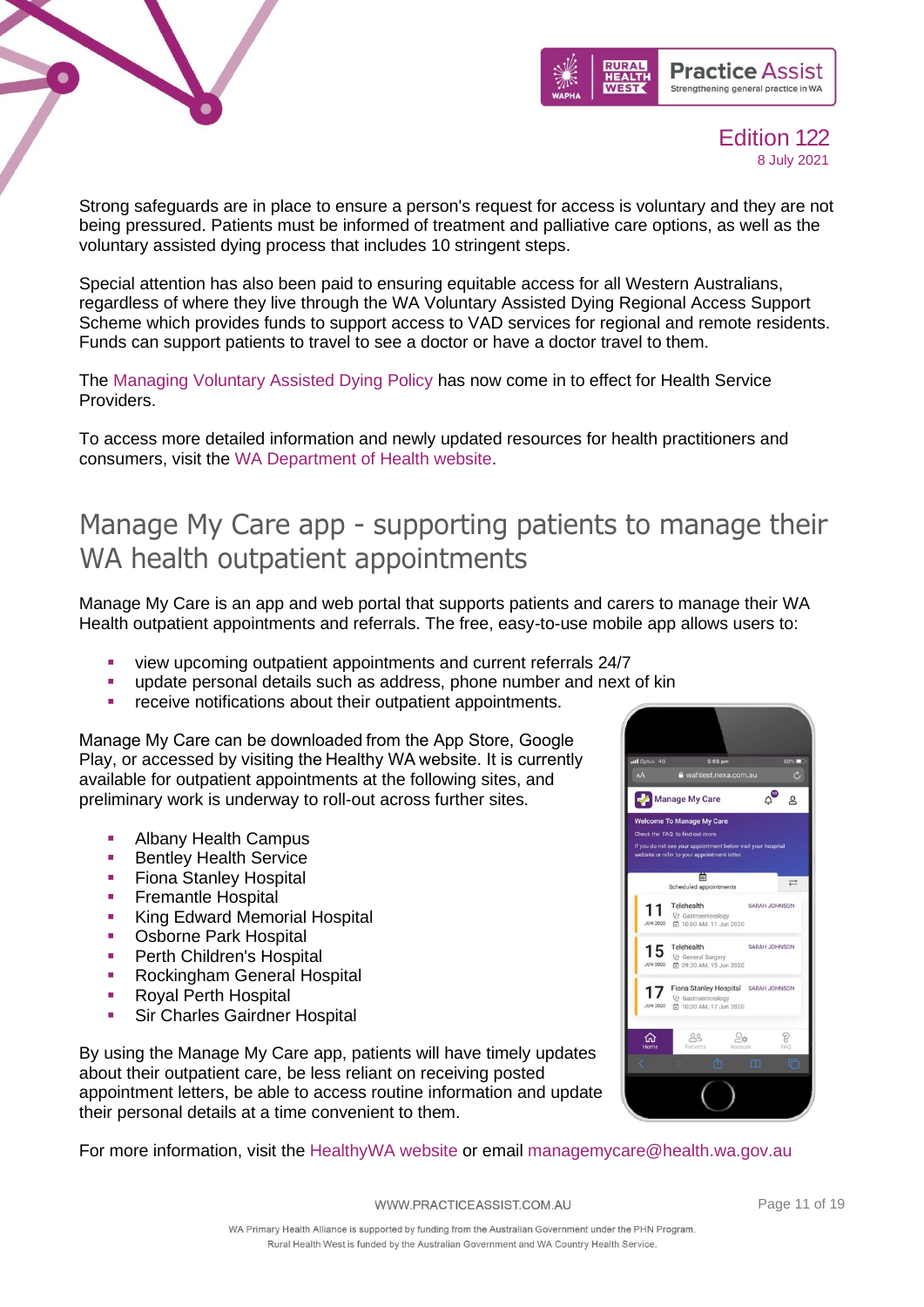Strong safeguards are in place to ensure a person's request for access is voluntary and they are not being pressured. Patients must be informed of treatment and palliative care options, as well as the voluntary assisted dying process that includes 10 stringent steps.

Special attention has also been paid to ensuring equitable access for all Western Australians, regardless of where they live through the WA Voluntary Assisted Dying Regional Access Support Scheme which provides funds to support access to VAD services for regional and remote residents. Funds can support patients to travel to see a doctor or have a doctor travel to them.

The Managing Voluntary Assisted Dying Policy has now come in to effect for Health Service Providers.

To access more detailed information and newly updated resources for health practitioners and consumers, visit the WA Department of Health website.

## Manage My Care app - supporting patients to manage their WA health outpatient appointments

Manage My Care is an app and web portal that supports patients and carers to manage their WA Health outpatient appointments and referrals. The free, easy-to-use mobile app allows users to:

- view upcoming outpatient appointments and current referrals 24/7
- update personal details such as address, phone number and next of kin
- receive notifications about their outpatient appointments.

Manage My Care can be downloaded from the App Store, Google Play, or accessed by visiting the Healthy WA website. It is currently available for outpatient appointments at the following sites, and preliminary work is underway to roll-out across further sites.

- Albany Health Campus
- Bentley Health Service
- Fiona Stanley Hospital
- Fremantle Hospital
- King Edward Memorial Hospital
- Osborne Park Hospital
- Perth Children's Hospital
- Rockingham General Hospital
- Royal Perth Hospital
- Sir Charles Gairdner Hospital

By using the Manage My Care app, patients will have timely updates about their outpatient care, be less reliant on receiving posted appointment letters, be able to access routine information and update their personal details at a time convenient to them.

For more information, visit the HealthyWA website or email managemycare@health.wa.gov.au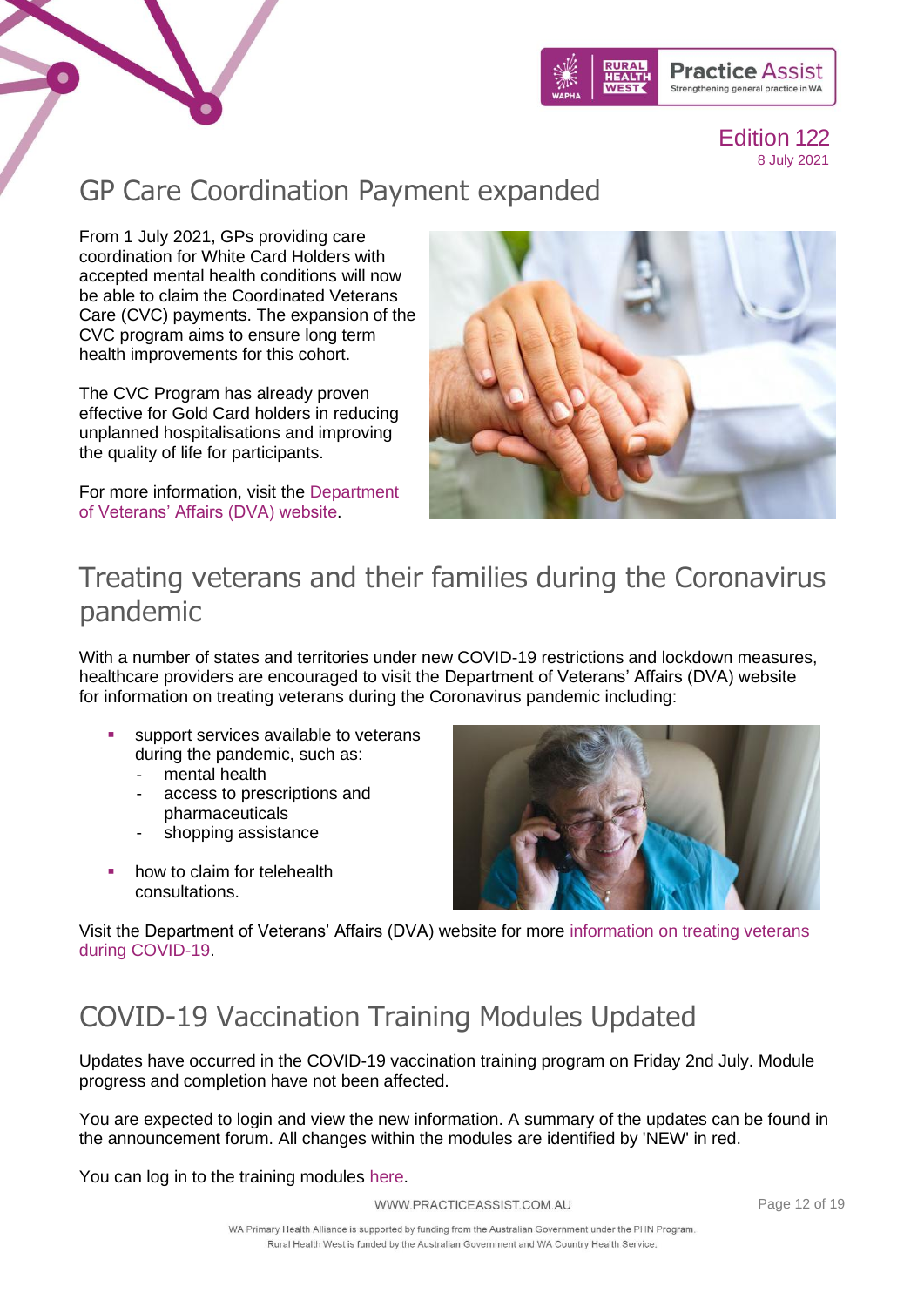## GP Care Coordination Payment expanded

From 1 July 2021, GPs providing care coordination for White Card Holders with accepted mental health conditions will now be able to claim the Coordinated Veterans Care (CVC) payments. The expansion of the CVC program aims to ensure long term health improvements for this cohort.

The CVC Program has already proven effective for Gold Card holders in reducing unplanned hospitalisations and improving the quality of life for participants.

For more information, visit the Department of Veterans' Affairs (DVA) website.

## Treating veterans and their families during the Coronavirus pandemic

With a number of states and territories under new COVID-19 restrictions and lockdown measures, healthcare providers are encouraged to visit the Department of Veterans' Affairs (DVA) website for information on treating veterans during the Coronavirus pandemic including:

- support services available to veterans during the pandemic, such as:
  - mental health
  - access to prescriptions and pharmaceuticals
  - shopping assistance
- how to claim for telehealth consultations.

Visit the Department of Veterans' Affairs (DVA) website for more information on treating veterans during COVID-19.

## COVID-19 Vaccination Training Modules Updated

Updates have occurred in the COVID-19 vaccination training program on Friday 2nd July. Module progress and completion have not been affected.

You are expected to login and view the new information. A summary of the updates can be found in the announcement forum. All changes within the modules are identified by 'NEW' in red.

You can log in to the training modules here.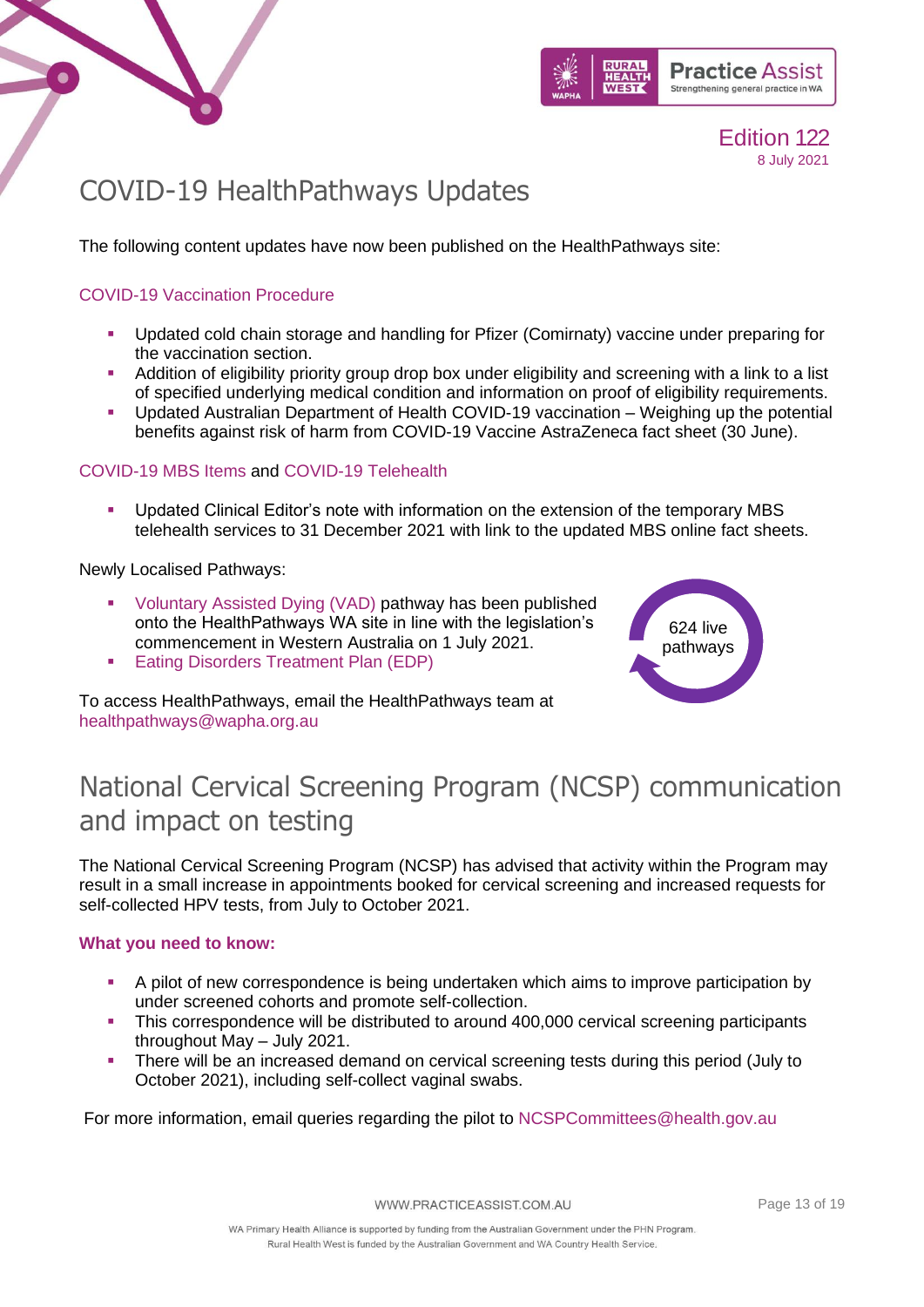# COVID-19 HealthPathways Updates

The following content updates have now been published on the HealthPathways site:

### COVID-19 Vaccination Procedure

- Updated cold chain storage and handling for Pfizer (Comirnaty) vaccine under preparing for the vaccination section.
- Addition of eligibility priority group drop box under eligibility and screening with a link to a list of specified underlying medical condition and information on proof of eligibility requirements.
- Updated Australian Department of Health COVID-19 vaccination – Weighing up the potential benefits against risk of harm from COVID-19 Vaccine AstraZeneca fact sheet (30 June).

### COVID-19 MBS Items and COVID-19 Telehealth

- Updated Clinical Editor's note with information on the extension of the temporary MBS telehealth services to 31 December 2021 with link to the updated MBS online fact sheets.

Newly Localised Pathways:

- Voluntary Assisted Dying (VAD) pathway has been published onto the HealthPathways WA site in line with the legislation's commencement in Western Australia on 1 July 2021.
- Eating Disorders Treatment Plan (EDP)

624 live pathways

To access HealthPathways, email the HealthPathways team at healthpathways@wapha.org.au

# National Cervical Screening Program (NCSP) communication and impact on testing

The National Cervical Screening Program (NCSP) has advised that activity within the Program may result in a small increase in appointments booked for cervical screening and increased requests for self-collected HPV tests, from July to October 2021.

**What you need to know:**

- A pilot of new correspondence is being undertaken which aims to improve participation by under screened cohorts and promote self-collection.
- This correspondence will be distributed to around 400,000 cervical screening participants throughout May – July 2021.
- There will be an increased demand on cervical screening tests during this period (July to October 2021), including self-collect vaginal swabs.

For more information, email queries regarding the pilot to NCSPCommittees@health.gov.au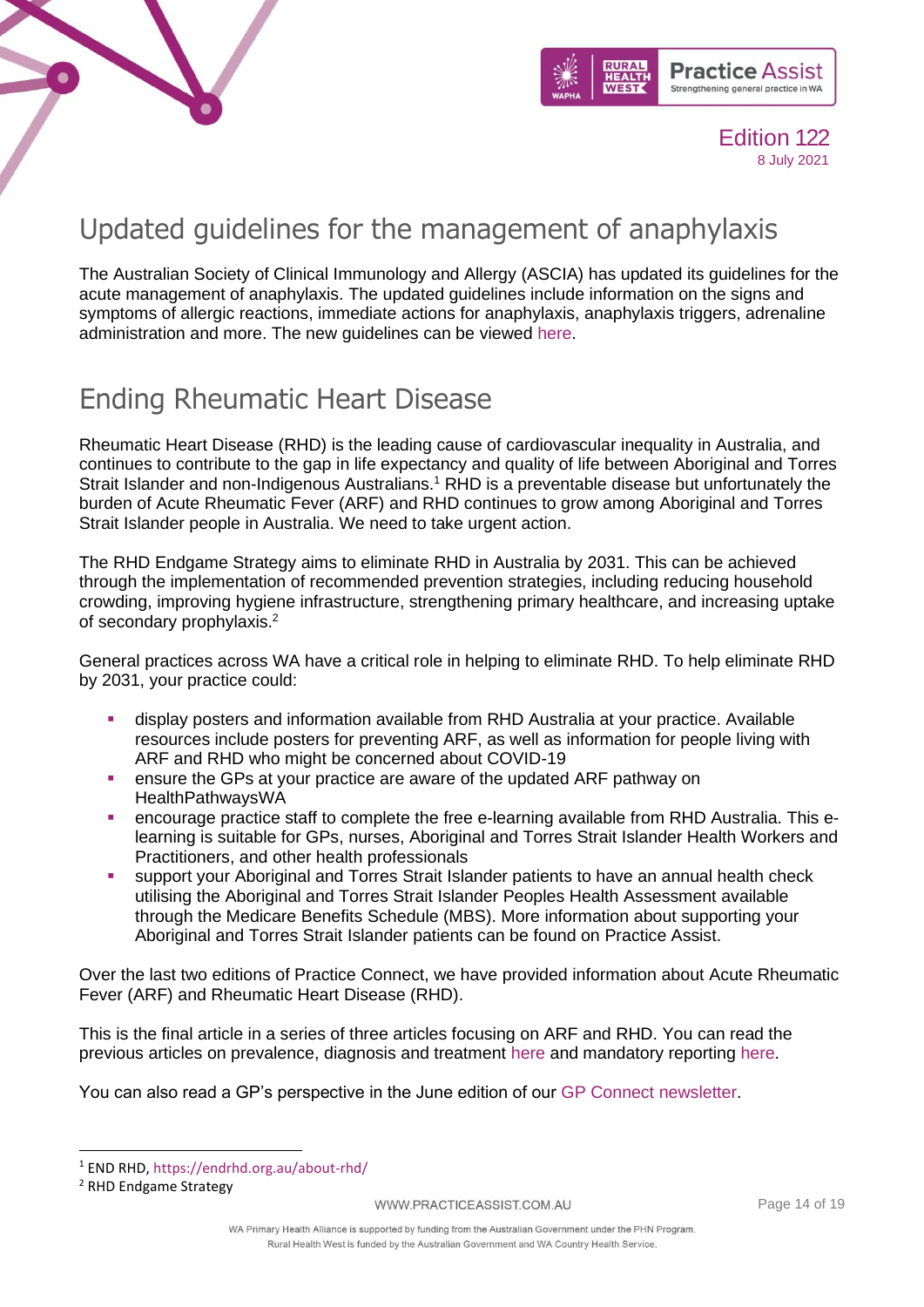Edition 122
8 July 2021

## Updated guidelines for the management of anaphylaxis

The Australian Society of Clinical Immunology and Allergy (ASCIA) has updated its guidelines for the acute management of anaphylaxis. The updated guidelines include information on the signs and symptoms of allergic reactions, immediate actions for anaphylaxis, anaphylaxis triggers, adrenaline administration and more. The new guidelines can be viewed here.

## Ending Rheumatic Heart Disease

Rheumatic Heart Disease (RHD) is the leading cause of cardiovascular inequality in Australia, and continues to contribute to the gap in life expectancy and quality of life between Aboriginal and Torres Strait Islander and non-Indigenous Australians.[1] RHD is a preventable disease but unfortunately the burden of Acute Rheumatic Fever (ARF) and RHD continues to grow among Aboriginal and Torres Strait Islander people in Australia. We need to take urgent action.

The RHD Endgame Strategy aims to eliminate RHD in Australia by 2031. This can be achieved through the implementation of recommended prevention strategies, including reducing household crowding, improving hygiene infrastructure, strengthening primary healthcare, and increasing uptake of secondary prophylaxis.[2]

General practices across WA have a critical role in helping to eliminate RHD. To help eliminate RHD by 2031, your practice could:

- display posters and information available from RHD Australia at your practice. Available resources include posters for preventing ARF, as well as information for people living with ARF and RHD who might be concerned about COVID-19
- ensure the GPs at your practice are aware of the updated ARF pathway on HealthPathwaysWA
- encourage practice staff to complete the free e-learning available from RHD Australia. This e-learning is suitable for GPs, nurses, Aboriginal and Torres Strait Islander Health Workers and Practitioners, and other health professionals
- support your Aboriginal and Torres Strait Islander patients to have an annual health check utilising the Aboriginal and Torres Strait Islander Peoples Health Assessment available through the Medicare Benefits Schedule (MBS). More information about supporting your Aboriginal and Torres Strait Islander patients can be found on Practice Assist.

Over the last two editions of Practice Connect, we have provided information about Acute Rheumatic Fever (ARF) and Rheumatic Heart Disease (RHD).

This is the final article in a series of three articles focusing on ARF and RHD. You can read the previous articles on prevalence, diagnosis and treatment here and mandatory reporting here.

You can also read a GP's perspective in the June edition of our GP Connect newsletter.

---

[1] END RHD, https://endrhd.org.au/about-rhd/

[2] RHD Endgame Strategy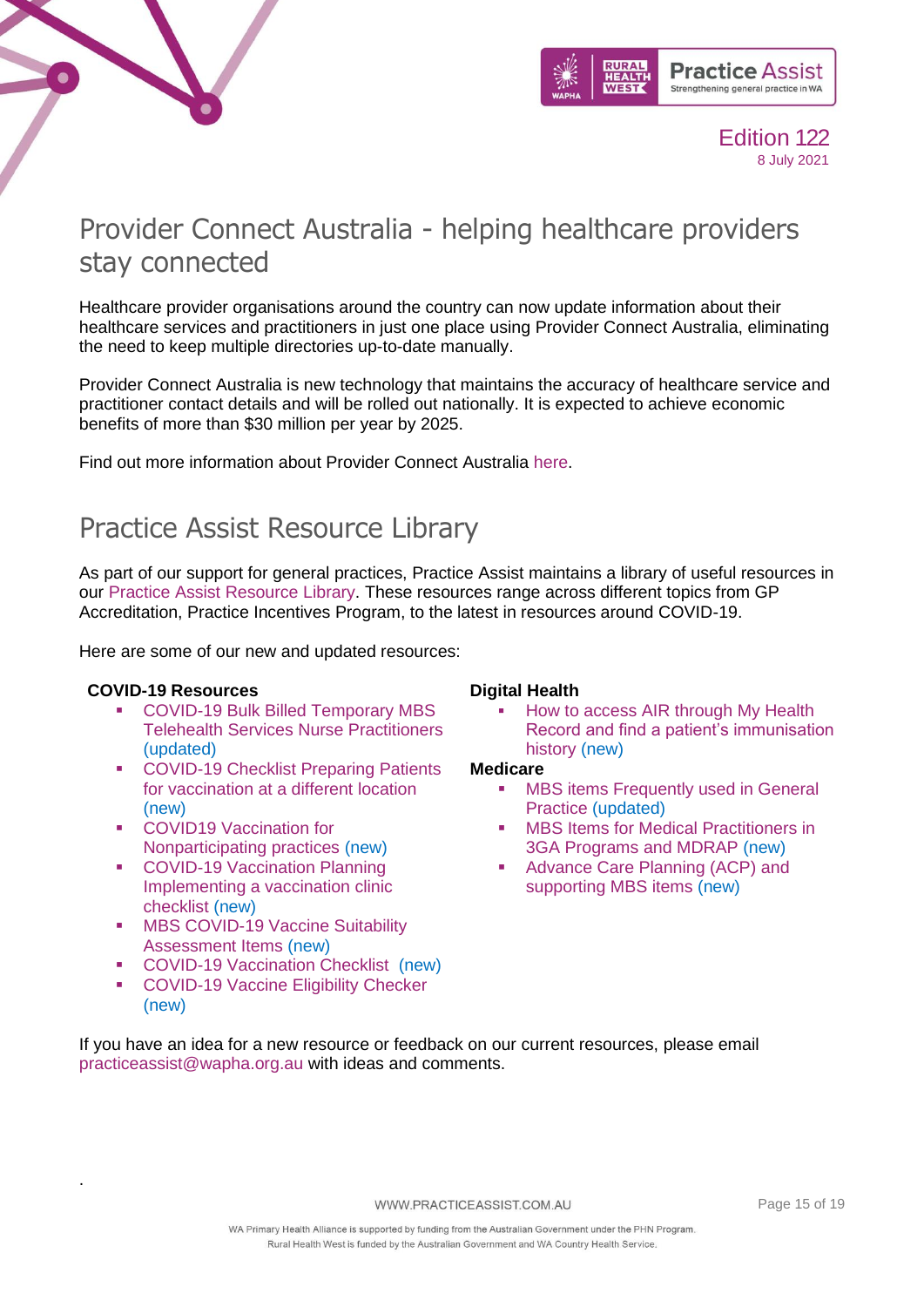## Provider Connect Australia - helping healthcare providers stay connected

Healthcare provider organisations around the country can now update information about their healthcare services and practitioners in just one place using Provider Connect Australia, eliminating the need to keep multiple directories up-to-date manually.

Provider Connect Australia is new technology that maintains the accuracy of healthcare service and practitioner contact details and will be rolled out nationally. It is expected to achieve economic benefits of more than $30 million per year by 2025.

Find out more information about Provider Connect Australia here.

## Practice Assist Resource Library

As part of our support for general practices, Practice Assist maintains a library of useful resources in our Practice Assist Resource Library. These resources range across different topics from GP Accreditation, Practice Incentives Program, to the latest in resources around COVID-19.

Here are some of our new and updated resources:

**COVID-19 Resources**

- COVID-19 Bulk Billed Temporary MBS Telehealth Services Nurse Practitioners (updated)
- COVID-19 Checklist Preparing Patients for vaccination at a different location (new)
- COVID19 Vaccination for Nonparticipating practices (new)
- COVID-19 Vaccination Planning Implementing a vaccination clinic checklist (new)
- MBS COVID-19 Vaccine Suitability Assessment Items (new)
- COVID-19 Vaccination Checklist (new)
- COVID-19 Vaccine Eligibility Checker (new)

**Digital Health**

- How to access AIR through My Health Record and find a patient's immunisation history (new)

**Medicare**

- MBS items Frequently used in General Practice (updated)
- MBS Items for Medical Practitioners in 3GA Programs and MDRAP (new)
- Advance Care Planning (ACP) and supporting MBS items (new)

If you have an idea for a new resource or feedback on our current resources, please email practiceassist@wapha.org.au with ideas and comments.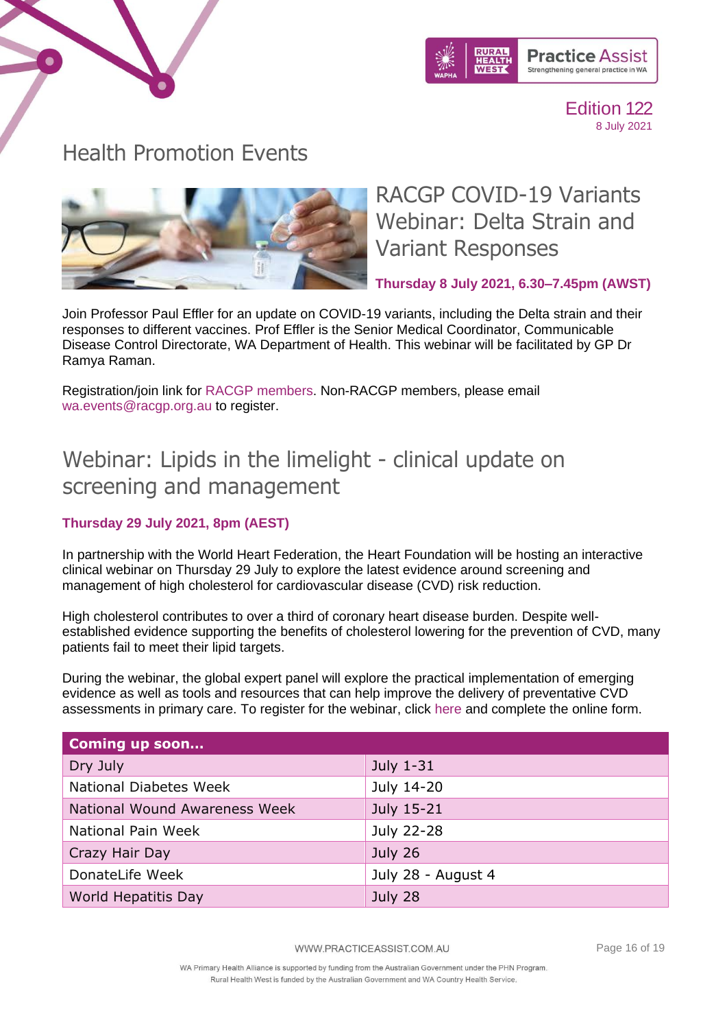# Health Promotion Events

## RACGP COVID-19 Variants Webinar: Delta Strain and Variant Responses

**Thursday 8 July 2021, 6.30–7.45pm (AWST)**

Join Professor Paul Effler for an update on COVID-19 variants, including the Delta strain and their responses to different vaccines. Prof Effler is the Senior Medical Coordinator, Communicable Disease Control Directorate, WA Department of Health. This webinar will be facilitated by GP Dr Ramya Raman.

Registration/join link for RACGP members. Non-RACGP members, please email wa.events@racgp.org.au to register.

## Webinar: Lipids in the limelight - clinical update on screening and management

**Thursday 29 July 2021, 8pm (AEST)**

In partnership with the World Heart Federation, the Heart Foundation will be hosting an interactive clinical webinar on Thursday 29 July to explore the latest evidence around screening and management of high cholesterol for cardiovascular disease (CVD) risk reduction.

High cholesterol contributes to over a third of coronary heart disease burden. Despite well-established evidence supporting the benefits of cholesterol lowering for the prevention of CVD, many patients fail to meet their lipid targets.

During the webinar, the global expert panel will explore the practical implementation of emerging evidence as well as tools and resources that can help improve the delivery of preventative CVD assessments in primary care. To register for the webinar, click here and complete the online form.

| Coming up soon… | |
|---|---|
| Dry July | July 1-31 |
| National Diabetes Week | July 14-20 |
| National Wound Awareness Week | July 15-21 |
| National Pain Week | July 22-28 |
| Crazy Hair Day | July 26 |
| DonateLife Week | July 28 - August 4 |
| World Hepatitis Day | July 28 |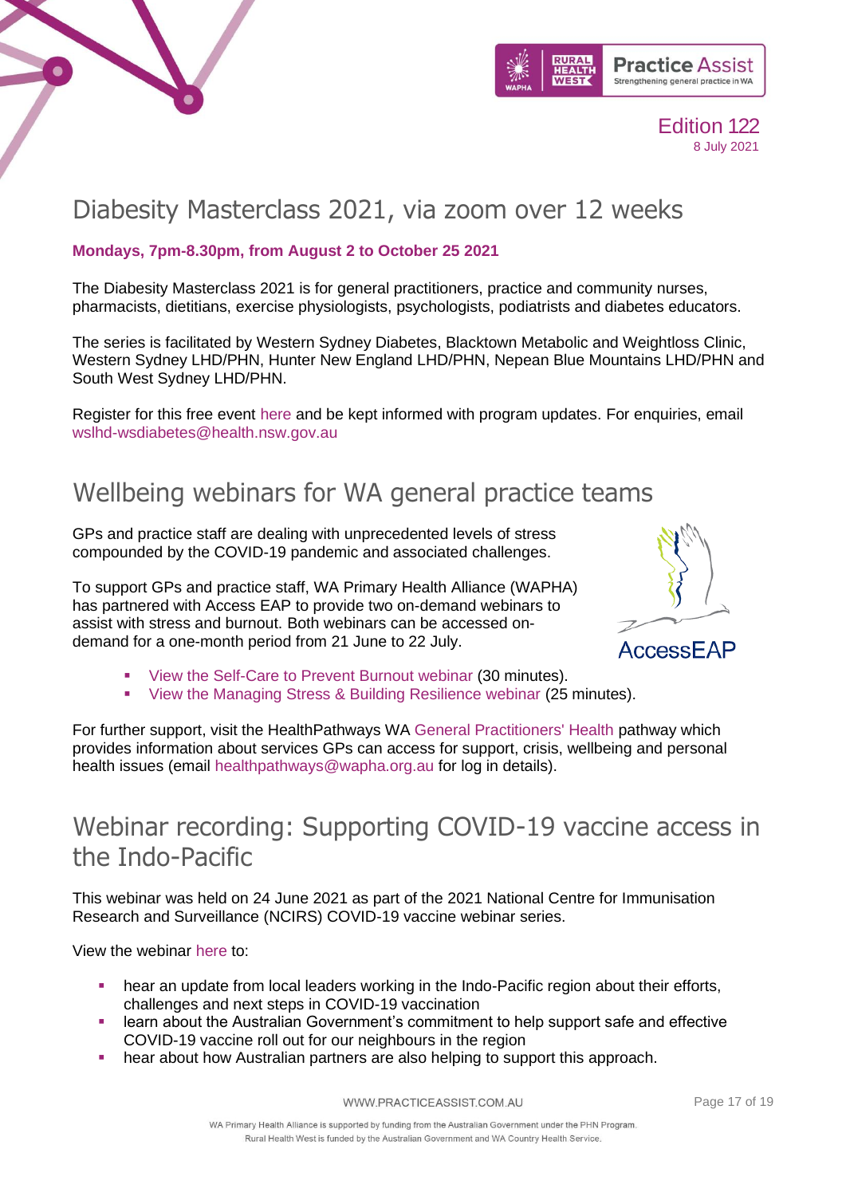# Diabesity Masterclass 2021, via zoom over 12 weeks

**Mondays, 7pm-8.30pm, from August 2 to October 25 2021**

The Diabesity Masterclass 2021 is for general practitioners, practice and community nurses, pharmacists, dietitians, exercise physiologists, psychologists, podiatrists and diabetes educators.

The series is facilitated by Western Sydney Diabetes, Blacktown Metabolic and Weightloss Clinic, Western Sydney LHD/PHN, Hunter New England LHD/PHN, Nepean Blue Mountains LHD/PHN and South West Sydney LHD/PHN.

Register for this free event here and be kept informed with program updates. For enquiries, email wslhd-wsdiabetes@health.nsw.gov.au

# Wellbeing webinars for WA general practice teams

GPs and practice staff are dealing with unprecedented levels of stress compounded by the COVID-19 pandemic and associated challenges.

To support GPs and practice staff, WA Primary Health Alliance (WAPHA) has partnered with Access EAP to provide two on-demand webinars to assist with stress and burnout. Both webinars can be accessed on-demand for a one-month period from 21 June to 22 July.

- View the Self-Care to Prevent Burnout webinar (30 minutes).
- View the Managing Stress & Building Resilience webinar (25 minutes).

For further support, visit the HealthPathways WA General Practitioners' Health pathway which provides information about services GPs can access for support, crisis, wellbeing and personal health issues (email healthpathways@wapha.org.au for log in details).

# Webinar recording: Supporting COVID-19 vaccine access in the Indo-Pacific

This webinar was held on 24 June 2021 as part of the 2021 National Centre for Immunisation Research and Surveillance (NCIRS) COVID-19 vaccine webinar series.

View the webinar here to:

- hear an update from local leaders working in the Indo-Pacific region about their efforts, challenges and next steps in COVID-19 vaccination
- learn about the Australian Government's commitment to help support safe and effective COVID-19 vaccine roll out for our neighbours in the region
- hear about how Australian partners are also helping to support this approach.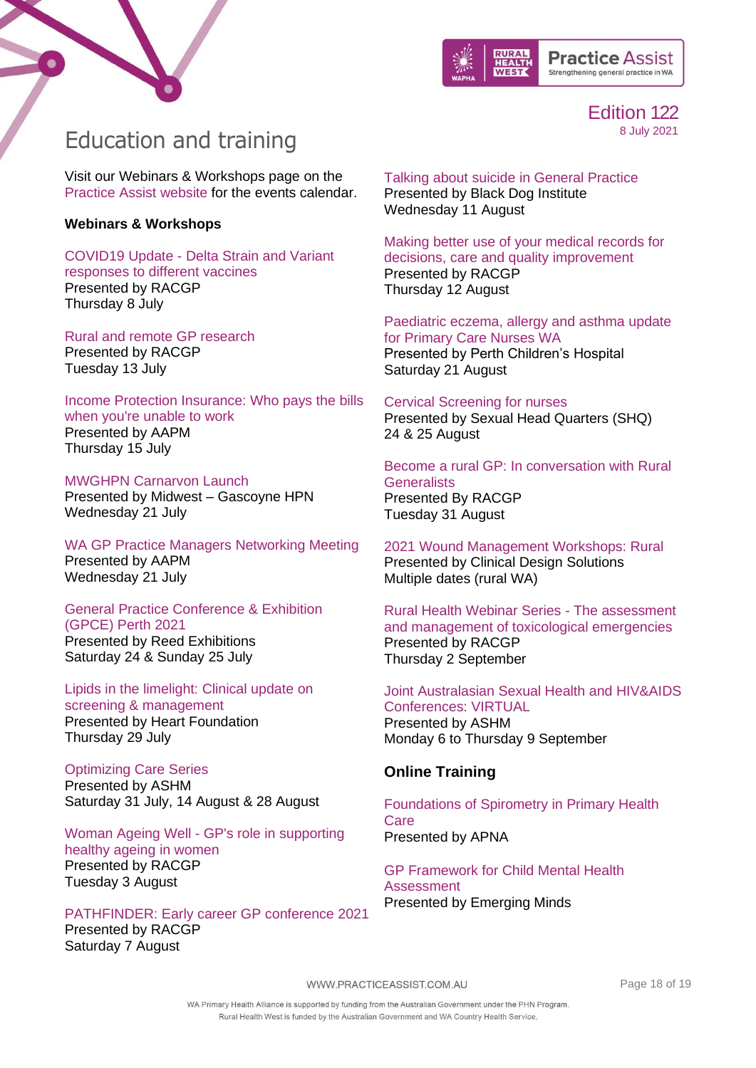Edition 122
8 July 2021

# Education and training

Visit our Webinars & Workshops page on the Practice Assist website for the events calendar.

**Webinars & Workshops**

COVID19 Update - Delta Strain and Variant responses to different vaccines
Presented by RACGP
Thursday 8 July

Rural and remote GP research
Presented by RACGP
Tuesday 13 July

Income Protection Insurance: Who pays the bills when you're unable to work
Presented by AAPM
Thursday 15 July

MWGHPN Carnarvon Launch
Presented by Midwest – Gascoyne HPN
Wednesday 21 July

WA GP Practice Managers Networking Meeting
Presented by AAPM
Wednesday 21 July

General Practice Conference & Exhibition (GPCE) Perth 2021
Presented by Reed Exhibitions
Saturday 24 & Sunday 25 July

Lipids in the limelight: Clinical update on screening & management
Presented by Heart Foundation
Thursday 29 July

Optimizing Care Series
Presented by ASHM
Saturday 31 July, 14 August & 28 August

Woman Ageing Well - GP's role in supporting healthy ageing in women
Presented by RACGP
Tuesday 3 August

PATHFINDER: Early career GP conference 2021
Presented by RACGP
Saturday 7 August

Talking about suicide in General Practice
Presented by Black Dog Institute
Wednesday 11 August

Making better use of your medical records for decisions, care and quality improvement
Presented by RACGP
Thursday 12 August

Paediatric eczema, allergy and asthma update for Primary Care Nurses WA
Presented by Perth Children's Hospital
Saturday 21 August

Cervical Screening for nurses
Presented by Sexual Head Quarters (SHQ)
24 & 25 August

Become a rural GP: In conversation with Rural Generalists
Presented By RACGP
Tuesday 31 August

2021 Wound Management Workshops: Rural
Presented by Clinical Design Solutions
Multiple dates (rural WA)

Rural Health Webinar Series - The assessment and management of toxicological emergencies
Presented by RACGP
Thursday 2 September

Joint Australasian Sexual Health and HIV&AIDS Conferences: VIRTUAL
Presented by ASHM
Monday 6 to Thursday 9 September

**Online Training**

Foundations of Spirometry in Primary Health Care
Presented by APNA

GP Framework for Child Mental Health Assessment
Presented by Emerging Minds

WWW.PRACTICEASSIST.COM.AU

WA Primary Health Alliance is supported by funding from the Australian Government under the PHN Program.
Rural Health West is funded by the Australian Government and WA Country Health Service.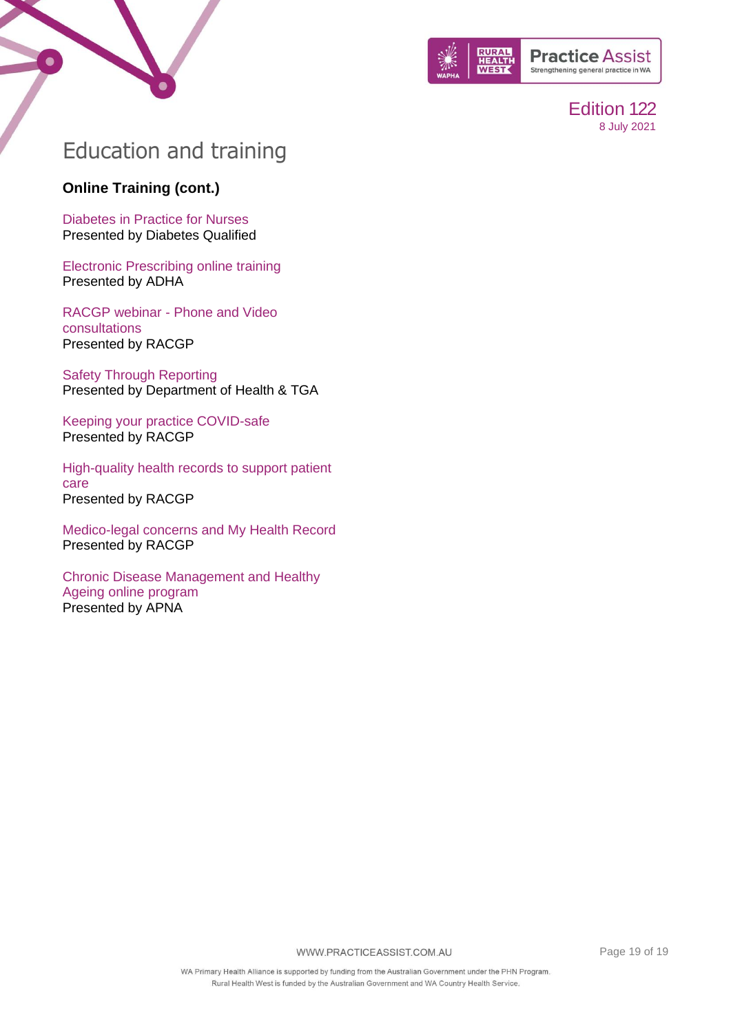# Education and training

**Online Training (cont.)**

Diabetes in Practice for Nurses
Presented by Diabetes Qualified

Electronic Prescribing online training
Presented by ADHA

RACGP webinar - Phone and Video consultations
Presented by RACGP

Safety Through Reporting
Presented by Department of Health & TGA

Keeping your practice COVID-safe
Presented by RACGP

High-quality health records to support patient care
Presented by RACGP

Medico-legal concerns and My Health Record
Presented by RACGP

Chronic Disease Management and Healthy Ageing online program
Presented by APNA